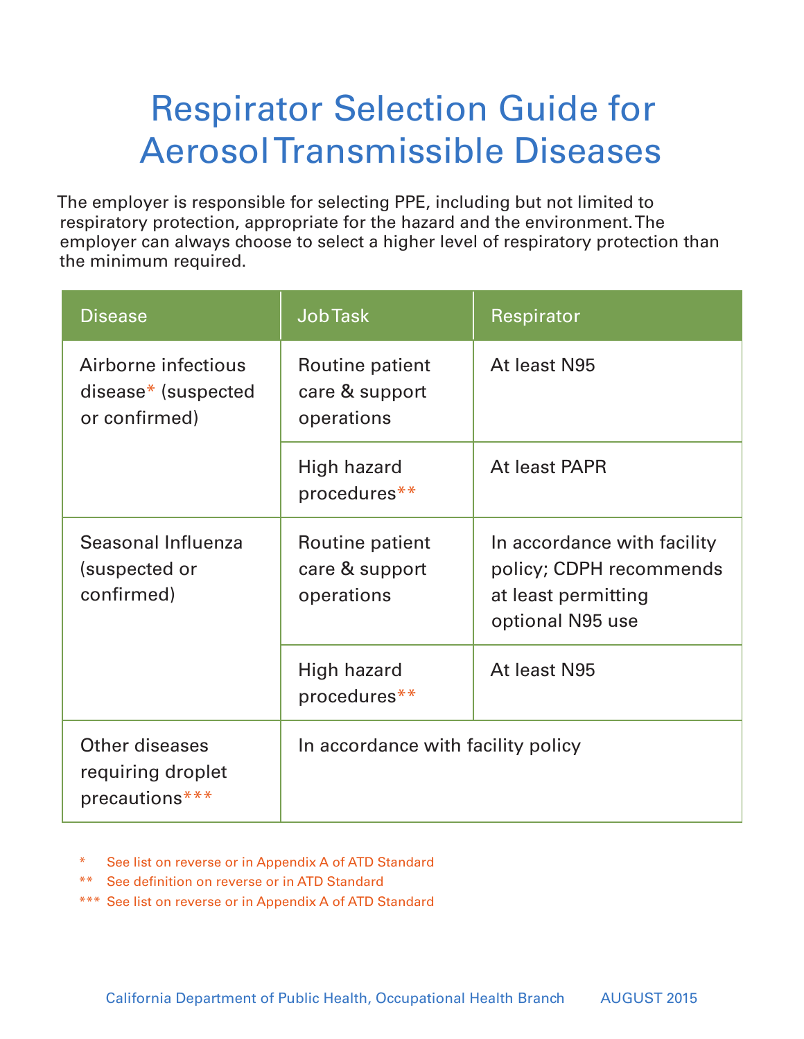# Respirator Selection Guide for Aerosol Transmissible Diseases

The employer is responsible for selecting PPE, including but not limited to respiratory protection, appropriate for the hazard and the environment. The employer can always choose to select a higher level of respiratory protection than the minimum required.

| Disease | Job Task | Respirator |
|---|---|---|
| Airborne infectious disease* (suspected or confirmed) | Routine patient care & support operations | At least N95 |
| | High hazard procedures** | At least PAPR |
| Seasonal Influenza (suspected or confirmed) | Routine patient care & support operations | In accordance with facility policy; CDPH recommends at least permitting optional N95 use |
| | High hazard procedures** | At least N95 |
| Other diseases requiring droplet precautions*** | In accordance with facility policy | |

\* See list on reverse or in Appendix A of ATD Standard

** See definition on reverse or in ATD Standard

*** See list on reverse or in Appendix A of ATD Standard

California Department of Public Health, Occupational Health Branch    AUGUST 2015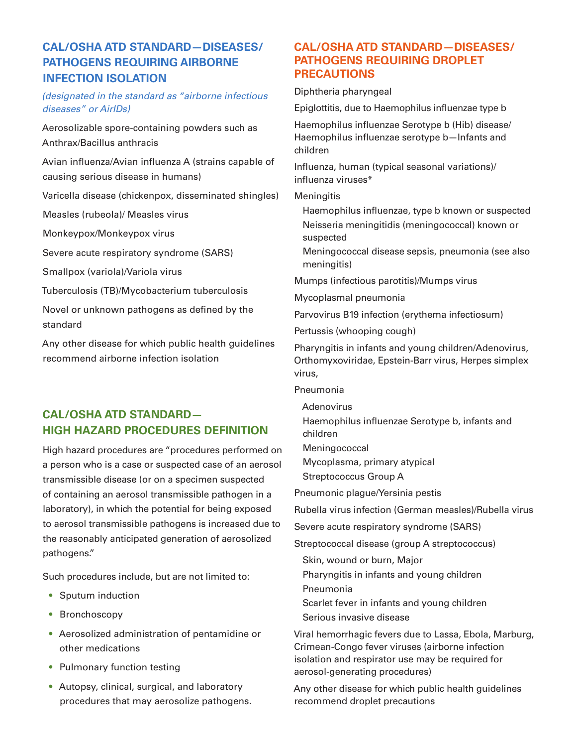## CAL/OSHA ATD STANDARD—DISEASES/ PATHOGENS REQUIRING AIRBORNE INFECTION ISOLATION

*(designated in the standard as "airborne infectious diseases" or AirIDs)*

Aerosolizable spore-containing powders such as Anthrax/Bacillus anthracis

Avian influenza/Avian influenza A (strains capable of causing serious disease in humans)

Varicella disease (chickenpox, disseminated shingles)

Measles (rubeola)/ Measles virus

Monkeypox/Monkeypox virus

Severe acute respiratory syndrome (SARS)

Smallpox (variola)/Variola virus

Tuberculosis (TB)/Mycobacterium tuberculosis

Novel or unknown pathogens as defined by the standard

Any other disease for which public health guidelines recommend airborne infection isolation

## CAL/OSHA ATD STANDARD— HIGH HAZARD PROCEDURES DEFINITION

High hazard procedures are "procedures performed on a person who is a case or suspected case of an aerosol transmissible disease (or on a specimen suspected of containing an aerosol transmissible pathogen in a laboratory), in which the potential for being exposed to aerosol transmissible pathogens is increased due to the reasonably anticipated generation of aerosolized pathogens."

Such procedures include, but are not limited to:

- Sputum induction
- Bronchoscopy
- Aerosolized administration of pentamidine or other medications
- Pulmonary function testing
- Autopsy, clinical, surgical, and laboratory procedures that may aerosolize pathogens.

## CAL/OSHA ATD STANDARD—DISEASES/ PATHOGENS REQUIRING DROPLET PRECAUTIONS

Diphtheria pharyngeal

Epiglottitis, due to Haemophilus influenzae type b

Haemophilus influenzae Serotype b (Hib) disease/ Haemophilus influenzae serotype b—Infants and children

Influenza, human (typical seasonal variations)/ influenza viruses*

Meningitis

- Haemophilus influenzae, type b known or suspected
- Neisseria meningitidis (meningococcal) known or suspected
- Meningococcal disease sepsis, pneumonia (see also meningitis)

Mumps (infectious parotitis)/Mumps virus

Mycoplasmal pneumonia

Parvovirus B19 infection (erythema infectiosum)

Pertussis (whooping cough)

Pharyngitis in infants and young children/Adenovirus, Orthomyxoviridae, Epstein-Barr virus, Herpes simplex virus,

Pneumonia

- Adenovirus
- Haemophilus influenzae Serotype b, infants and children
- Meningococcal
- Mycoplasma, primary atypical
- Streptococcus Group A

Pneumonic plague/Yersinia pestis

Rubella virus infection (German measles)/Rubella virus

Severe acute respiratory syndrome (SARS)

Streptococcal disease (group A streptococcus)

- Skin, wound or burn, Major
- Pharyngitis in infants and young children
- Pneumonia
- Scarlet fever in infants and young children
- Serious invasive disease

Viral hemorrhagic fevers due to Lassa, Ebola, Marburg, Crimean-Congo fever viruses (airborne infection isolation and respirator use may be required for aerosol-generating procedures)

Any other disease for which public health guidelines recommend droplet precautions